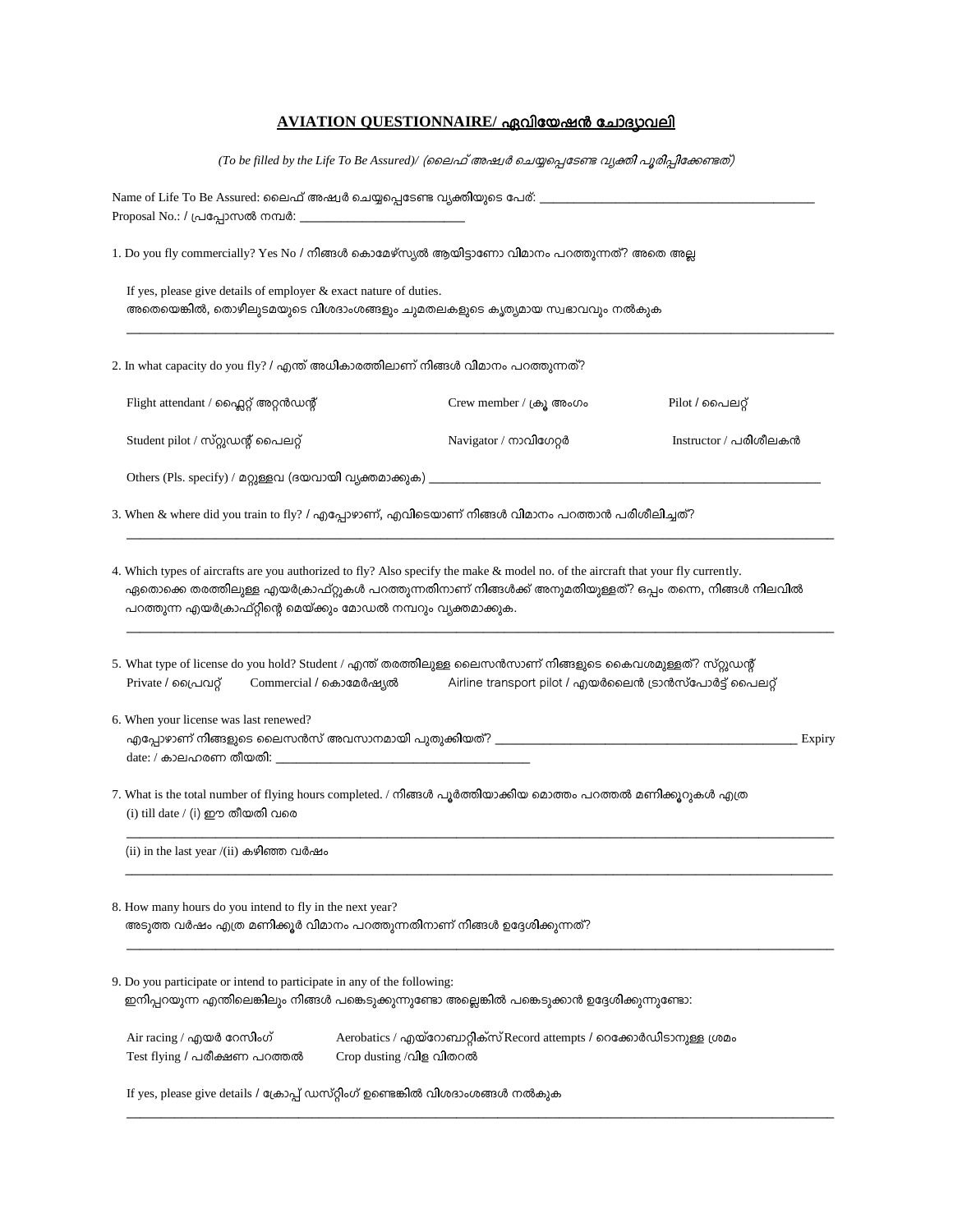## **AVIATION QUESTIONNAIRE/ ഏവിയേഷൻ ചോദ്യാവലി**

*(To be filled by the Life To Be Assured)/ (ലൈഫ് അഷ്വർ ചെയ്യപ്പെടേണ്ട വ്യക്തി പൂരിപ്പിക്കേണ്ടത്)*

Name of Life To Be Assured: ലൈഫ് അഷ്വർ ചെയ്യപ്പെടേണ്ട വ്യക്തിയുടെ പേര്: ___________________________________________

Proposal No.: / പ്രപ്പോസൽ നമ്പർ: __________________________

1. Do you fly commercially? Yes No / നിങ്ങൾ കൊമേഴ്സ്യൽ ആയിട്ടാണോ വിമാനം പറത്തുന്നത്? അതെ അല്ല

   If yes, please give details of employer & exact nature of duties.
   അതെയെങ്കിൽ, തൊഴിലുടമയുടെ വിശദാംശങ്ങളും ചുമതലകളുടെ കൃത്യമായ സ്വഭാവവും നൽകുക

   ___________________________________________________________________________________

2. In what capacity do you fly? / എന്ത് അധികാരത്തിലാണ് നിങ്ങൾ വിമാനം പറത്തുന്നത്?

   Flight attendant / ഫ്ലൈറ്റ് അറ്റൻഡന്റ് &nbsp;&nbsp;&nbsp; Crew member / ക്രൂ അംഗം &nbsp;&nbsp;&nbsp; Pilot / പൈലറ്റ്

   Student pilot / സ്റ്റുഡന്റ് പൈലറ്റ് &nbsp;&nbsp;&nbsp; Navigator / നാവിഗേറ്റർ &nbsp;&nbsp;&nbsp; Instructor / പരിശീലകൻ

   Others (Pls. specify) / മറ്റുള്ളവ (ദയവായി വ്യക്തമാക്കുക) ____________________________________________________________

3. When & where did you train to fly? / എപ്പോഴാണ്, എവിടെയാണ് നിങ്ങൾ വിമാനം പറത്താൻ പരിശീലിച്ചത്?

   ___________________________________________________________________________________

4. Which types of aircrafts are you authorized to fly? Also specify the make & model no. of the aircraft that your fly currently.
   ഏതൊക്കെ തരത്തിലുള്ള എയർക്രാഫ്റ്റുകൾ പറത്തുന്നതിനാണ് നിങ്ങൾക്ക് അനുമതിയുള്ളത്? ഒപ്പം തന്നെ, നിങ്ങൾ നിലവിൽ പറത്തുന്ന എയർക്രാഫ്റ്റിന്റെ മെയ്ക്കും മോഡൽ നമ്പറും വ്യക്തമാക്കുക.

   ___________________________________________________________________________________

5. What type of license do you hold? Student / എന്ത് തരത്തിലുള്ള ലൈസൻസാണ് നിങ്ങളുടെ കൈവശമുള്ളത്? സ്റ്റുഡന്റ്
   Private / പ്രൈവറ്റ് &nbsp;&nbsp;&nbsp; Commercial / കൊമേർഷ്യൽ &nbsp;&nbsp;&nbsp; Airline transport pilot / എയർലൈൻ ട്രാൻസ്പോർട്ട് പൈലറ്റ്

6. When your license was last renewed?
   എപ്പോഴാണ് നിങ്ങളുടെ ലൈസൻസ് അവസാനമായി പുതുക്കിയത്? _______________________________________________ Expiry date: / കാലഹരണ തീയതി: ________________________________________

7. What is the total number of flying hours completed. / നിങ്ങൾ പൂർത്തിയാക്കിയ മൊത്തം പറത്തൽ മണിക്കൂറുകൾ എത്ര
   (i) till date / (i) ഈ തീയതി വരെ

   ___________________________________________________________________________________

   (ii) in the last year /(ii) കഴിഞ്ഞ വർഷം

   ___________________________________________________________________________________

8. How many hours do you intend to fly in the next year?
   അടുത്ത വർഷം എത്ര മണിക്കൂർ വിമാനം പറത്തുന്നതിനാണ് നിങ്ങൾ ഉദ്ദേശിക്കുന്നത്?

   ___________________________________________________________________________________

9. Do you participate or intend to participate in any of the following:
   ഇനിപ്പറയുന്ന എന്തിലെങ്കിലും നിങ്ങൾ പങ്കെടുക്കുന്നുണ്ടോ അല്ലെങ്കിൽ പങ്കെടുക്കാൻ ഉദ്ദേശിക്കുന്നുണ്ടോ:

   Air racing / എയർ റേസിംഗ് &nbsp;&nbsp;&nbsp; Aerobatics / എയ്റോബാറ്റിക്സ് Record attempts / റെക്കോർഡിടാനുള്ള ശ്രമം
   Test flying / പരീക്ഷണ പറത്തൽ &nbsp;&nbsp;&nbsp; Crop dusting /വിള വിതറൽ

   If yes, please give details / ക്രോപ്പ് ഡസ്റ്റിംഗ് ഉണ്ടെങ്കിൽ വിശദാംശങ്ങൾ നൽകുക

   ___________________________________________________________________________________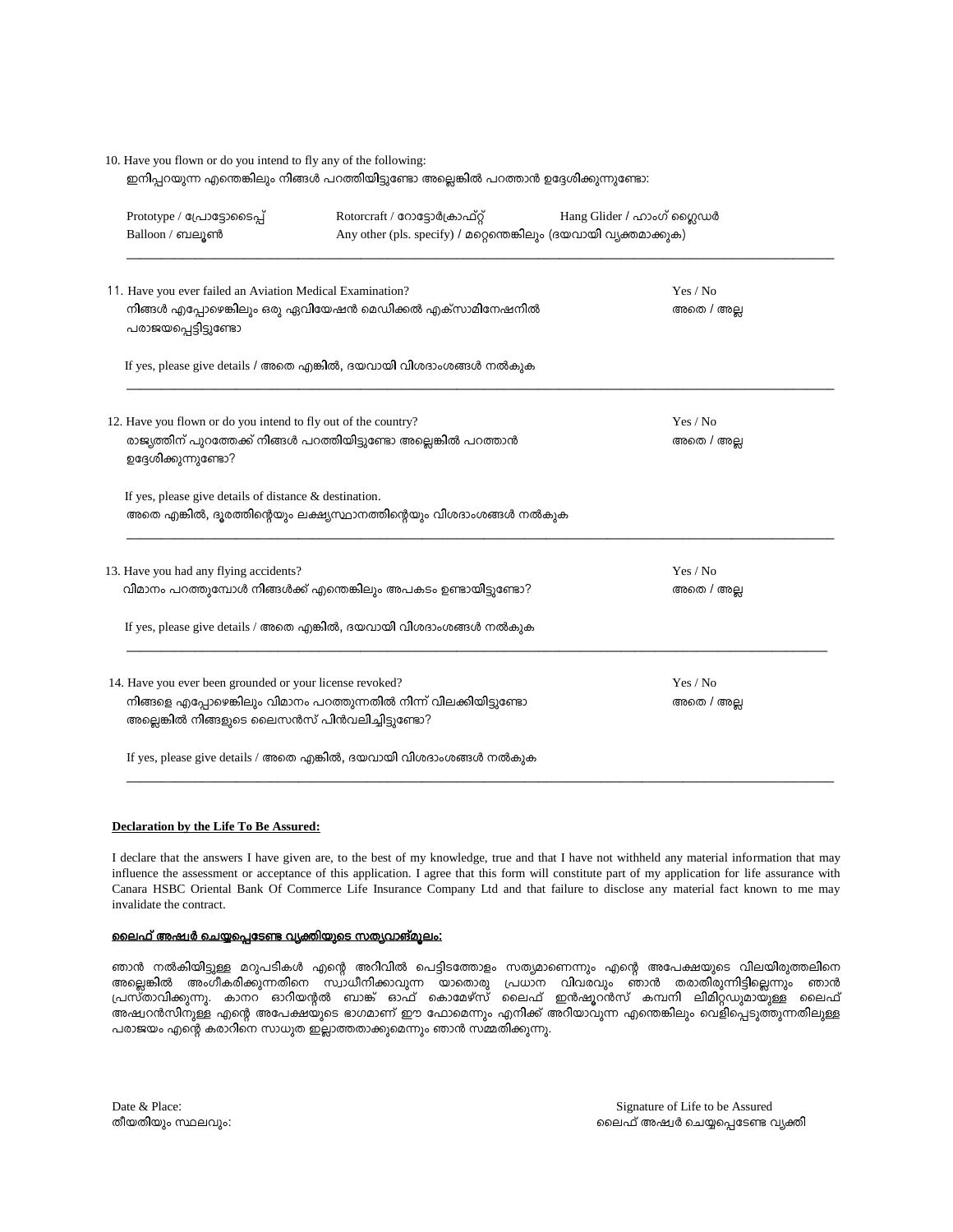10. Have you flown or do you intend to fly any of the following:
ഇനിപ്പറയുന്ന എന്തെങ്കിലും നിങ്ങൾ പറത്തിയിട്ടുണ്ടോ അല്ലെങ്കിൽ പറത്താൻ ഉദ്ദേശിക്കുന്നുണ്ടോ:

Prototype / പ്രോട്ടോടൈപ്പ് Rotorcraft / റോട്ടോർക്രാഫ്റ്റ് Hang Glider / ഹാംഗ് ഗ്ലൈഡർ
Balloon / ബലൂൺ Any other (pls. specify) / മറ്റെന്തെങ്കിലും (ദയവായി വ്യക്തമാക്കുക)

---

11. Have you ever failed an Aviation Medical Examination? Yes / No
നിങ്ങൾ എപ്പോഴെങ്കിലും ഒരു ഏവിയേഷൻ മെഡിക്കൽ എക്സാമിനേഷനിൽ പരാജയപ്പെട്ടിട്ടുണ്ടോ അതെ / അല്ല

If yes, please give details / അതെ എങ്കിൽ, ദയവായി വിശദാംശങ്ങൾ നൽകുക

---

12. Have you flown or do you intend to fly out of the country? Yes / No
രാജ്യത്തിന് പുറത്തേക്ക് നിങ്ങൾ പറത്തിയിട്ടുണ്ടോ അല്ലെങ്കിൽ പറത്താൻ ഉദ്ദേശിക്കുന്നുണ്ടോ? അതെ / അല്ല

If yes, please give details of distance & destination.
അതെ എങ്കിൽ, ദൂരത്തിന്റെയും ലക്ഷ്യസ്ഥാനത്തിന്റെയും വിശദാംശങ്ങൾ നൽകുക

---

13. Have you had any flying accidents? Yes / No
വിമാനം പറത്തുമ്പോൾ നിങ്ങൾക്ക് എന്തെങ്കിലും അപകടം ഉണ്ടായിട്ടുണ്ടോ? അതെ / അല്ല

If yes, please give details / അതെ എങ്കിൽ, ദയവായി വിശദാംശങ്ങൾ നൽകുക

---

14. Have you ever been grounded or your license revoked? Yes / No
നിങ്ങളെ എപ്പോഴെങ്കിലും വിമാനം പറത്തുന്നതിൽ നിന്ന് വിലക്കിയിട്ടുണ്ടോ അല്ലെങ്കിൽ നിങ്ങളുടെ ലൈസൻസ് പിൻവലിച്ചിട്ടുണ്ടോ? അതെ / അല്ല

If yes, please give details / അതെ എങ്കിൽ, ദയവായി വിശദാംശങ്ങൾ നൽകുക

---

**Declaration by the Life To Be Assured:**

I declare that the answers I have given are, to the best of my knowledge, true and that I have not withheld any material information that may influence the assessment or acceptance of this application. I agree that this form will constitute part of my application for life assurance with Canara HSBC Oriental Bank Of Commerce Life Insurance Company Ltd and that failure to disclose any material fact known to me may invalidate the contract.

**ലൈഫ് അഷ്വർ ചെയ്യപ്പെടേണ്ട വ്യക്തിയുടെ സത്യവാങ്മൂലം:**

ഞാൻ നൽകിയിട്ടുള്ള മറുപടികൾ എന്റെ അറിവിൽ പെട്ടിടത്തോളം സത്യമാണെന്നും എന്റെ അപേക്ഷയുടെ വിലയിരുത്തലിനെ അല്ലെങ്കിൽ അംഗീകരിക്കുന്നതിനെ സ്വാധീനിക്കാവുന്ന യാതൊരു പ്രധാന വിവരവും ഞാൻ തരാതിരുന്നിട്ടില്ലെന്നും ഞാൻ പ്രസ്താവിക്കുന്നു. കാനറ ഓറിയന്റൽ ബാങ്ക് ഓഫ് കൊമേഴ്സ് ലൈഫ് ഇൻഷൂറൻസ് കമ്പനി ലിമിറ്റഡുമായുള്ള ലൈഫ് അഷ്വറൻസിനുള്ള എന്റെ അപേക്ഷയുടെ ഭാഗമാണ് ഈ ഫോമെന്നും എനിക്ക് അറിയാവുന്ന എന്തെങ്കിലും വെളിപ്പെടുത്തുന്നതിലുള്ള പരാജയം എന്റെ കരാറിനെ സാധുത ഇല്ലാത്തതാക്കുമെന്നും ഞാൻ സമ്മതിക്കുന്നു.

Date & Place:
തീയതിയും സ്ഥലവും:

Signature of Life to be Assured
ലൈഫ് അഷ്വർ ചെയ്യപ്പെടേണ്ട വ്യക്തി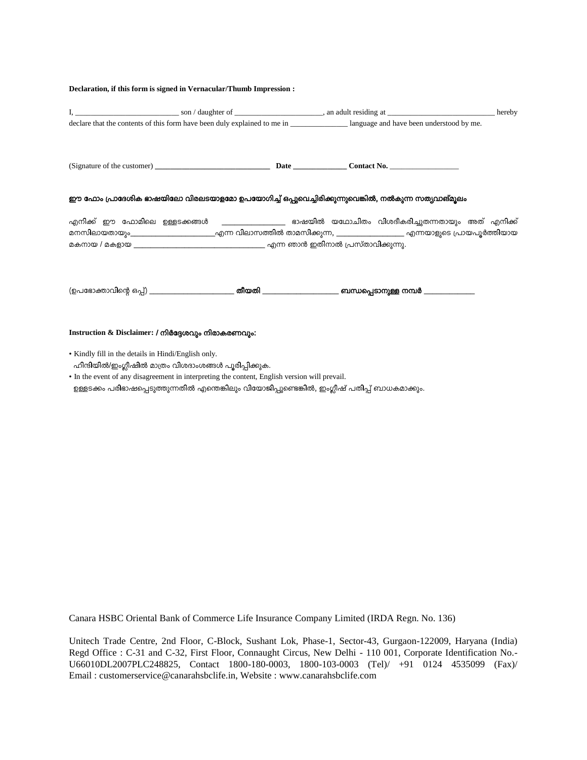**Declaration, if this form is signed in Vernacular/Thumb Impression :**

I, ___________________________ son / daughter of _______________________, an adult residing at ____________________________ hereby declare that the contents of this form have been duly explained to me in _______________ language and have been understood by me.

(Signature of the customer) **______________________________ Date ______________ Contact No.** __________________

**ഈ ഫോം പ്രാദേശിക ഭാഷയിലോ വിരലടയാളമോ ഉപയോഗിച്ച് ഒപ്പുവെച്ചിരിക്കുന്നുവെങ്കിൽ, നൽകുന്ന സത്യവാങ്മൂലം**

എനിക്ക് ഈ ഫോമിലെ ഉള്ളടക്കങ്ങൾ ________________ ഭാഷയിൽ യഥോചിതം വിശദീകരിച്ചുതന്നതായും അത് എനിക്ക് മനസിലായതായും______________________എന്ന വിലാസത്തിൽ താമസിക്കുന്ന, _________________ എന്നയാളുടെ പ്രായപൂർത്തിയായ മകനായ / മകളായ __________________________________ എന്ന ഞാൻ ഇതിനാൽ പ്രസ്താവിക്കുന്നു.

(ഉപഭോക്താവിന്റെ ഒപ്പ്) ______________________ **തീയതി** ____________________ **ബന്ധപ്പെടാനുള്ള നമ്പർ** _____________

**Instruction & Disclaimer: / നിർദ്ദേശവും നിരാകരണവും:**

- Kindly fill in the details in Hindi/English only.
  ഹിന്ദിയിൽ/ഇംഗ്ലീഷിൽ മാത്രം വിശദാംശങ്ങൾ പൂരിപ്പിക്കുക.
- In the event of any disagreement in interpreting the content, English version will prevail.
  ഉള്ളടക്കം പരിഭാഷപ്പെടുത്തുന്നതിൽ എന്തെങ്കിലും വിയോജിപ്പുണ്ടെങ്കിൽ, ഇംഗ്ലീഷ് പതിപ്പ് ബാധകമാക്കും.

Canara HSBC Oriental Bank of Commerce Life Insurance Company Limited (IRDA Regn. No. 136)

Unitech Trade Centre, 2nd Floor, C-Block, Sushant Lok, Phase-1, Sector-43, Gurgaon-122009, Haryana (India) Regd Office : C-31 and C-32, First Floor, Connaught Circus, New Delhi - 110 001, Corporate Identification No.- U66010DL2007PLC248825, Contact 1800-180-0003, 1800-103-0003 (Tel)/ +91 0124 4535099 (Fax)/ Email : customerservice@canarahsbclife.in, Website : www.canarahsbclife.com